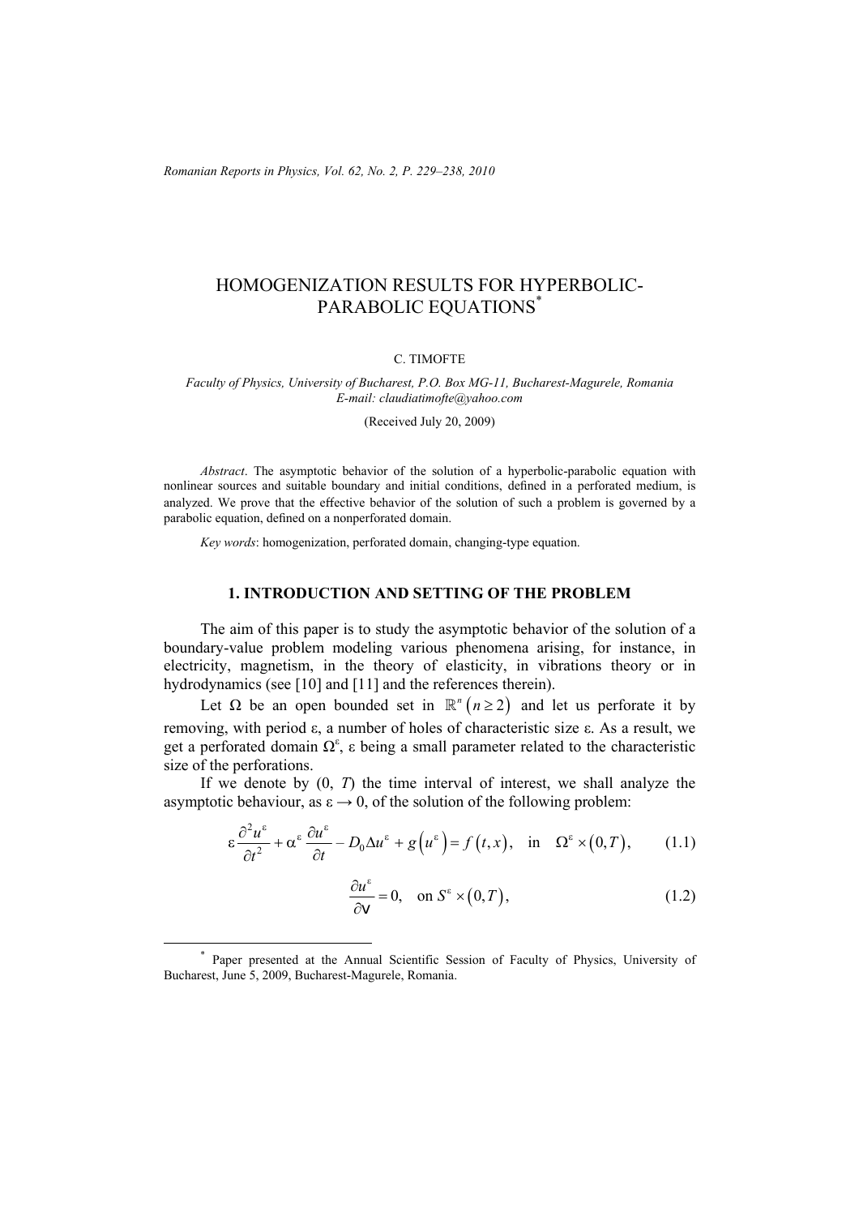# HOMOGENIZATION RESULTS FOR HYPERBOLIC-PARABOLIC EQUATIONS*

C. TIMOFTE

*Faculty of Physics, University of Bucharest, P.O. Box MG-11, Bucharest-Magurele, Romania*
*E-mail: claudiatimofte@yahoo.com*

(Received July 20, 2009)

*Abstract*. The asymptotic behavior of the solution of a hyperbolic-parabolic equation with nonlinear sources and suitable boundary and initial conditions, defined in a perforated medium, is analyzed. We prove that the effective behavior of the solution of such a problem is governed by a parabolic equation, defined on a nonperforated domain.

*Key words*: homogenization, perforated domain, changing-type equation.

## 1. INTRODUCTION AND SETTING OF THE PROBLEM

The aim of this paper is to study the asymptotic behavior of the solution of a boundary-value problem modeling various phenomena arising, for instance, in electricity, magnetism, in the theory of elasticity, in vibrations theory or in hydrodynamics (see [10] and [11] and the references therein).

Let $\Omega$ be an open bounded set in $\mathbb{R}^n\ (n \geq 2)$ and let us perforate it by removing, with period $\varepsilon$, a number of holes of characteristic size $\varepsilon$. As a result, we get a perforated domain $\Omega^\varepsilon$, $\varepsilon$ being a small parameter related to the characteristic size of the perforations.

If we denote by $(0, T)$ the time interval of interest, we shall analyze the asymptotic behaviour, as $\varepsilon \to 0$, of the solution of the following problem:

$$\varepsilon \frac{\partial^2 u^\varepsilon}{\partial t^2} + \alpha^\varepsilon \frac{\partial u^\varepsilon}{\partial t} - D_0 \Delta u^\varepsilon + g\left(u^\varepsilon\right) = f\left(t, x\right), \quad \text{in} \quad \Omega^\varepsilon \times \left(0, T\right), \tag{1.1}$$

$$\frac{\partial u^\varepsilon}{\partial \nu} = 0, \quad \text{on } S^\varepsilon \times \left(0, T\right), \tag{1.2}$$

* Paper presented at the Annual Scientific Session of Faculty of Physics, University of Bucharest, June 5, 2009, Bucharest-Magurele, Romania.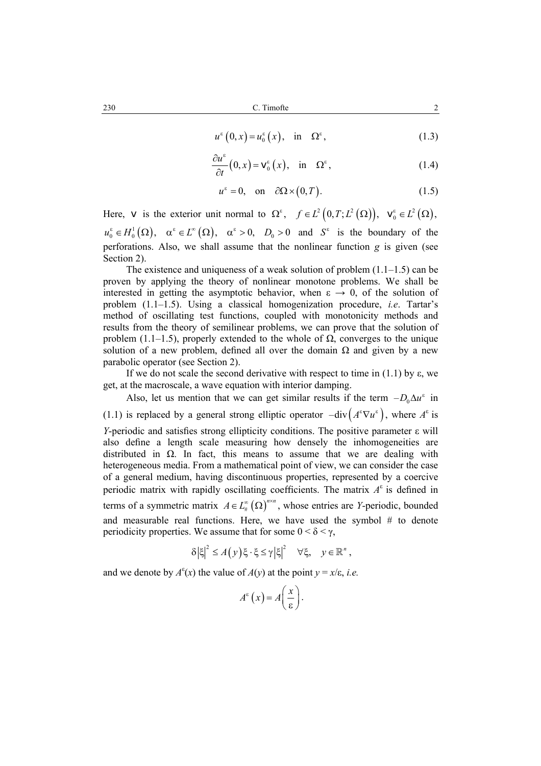$$u^\varepsilon(0,x) = u_0^\varepsilon(x), \quad \text{in} \quad \Omega^\varepsilon, \tag{1.3}$$

$$\frac{\partial u^\varepsilon}{\partial t}(0,x) = \nu_0^\varepsilon(x), \quad \text{in} \quad \Omega^\varepsilon, \tag{1.4}$$

$$u^\varepsilon = 0, \quad \text{on} \quad \partial\Omega \times (0,T). \tag{1.5}$$

Here, $\nu$ is the exterior unit normal to $\Omega^\varepsilon$, $f \in L^2(0,T;L^2(\Omega))$, $\nu_0^\varepsilon \in L^2(\Omega)$, $u_0^\varepsilon \in H_0^1(\Omega)$, $\alpha^\varepsilon \in L^\infty(\Omega)$, $\alpha^\varepsilon > 0$, $D_0 > 0$ and $S^\varepsilon$ is the boundary of the perforations. Also, we shall assume that the nonlinear function $g$ is given (see Section 2).

The existence and uniqueness of a weak solution of problem (1.1–1.5) can be proven by applying the theory of nonlinear monotone problems. We shall be interested in getting the asymptotic behavior, when $\varepsilon \to 0$, of the solution of problem (1.1–1.5). Using a classical homogenization procedure, *i.e*. Tartar's method of oscillating test functions, coupled with monotonicity methods and results from the theory of semilinear problems, we can prove that the solution of problem (1.1–1.5), properly extended to the whole of $\Omega$, converges to the unique solution of a new problem, defined all over the domain $\Omega$ and given by a new parabolic operator (see Section 2).

If we do not scale the second derivative with respect to time in (1.1) by $\varepsilon$, we get, at the macroscale, a wave equation with interior damping.

Also, let us mention that we can get similar results if the term $-D_0\Delta u^\varepsilon$ in (1.1) is replaced by a general strong elliptic operator $-\operatorname{div}\left(A^\varepsilon \nabla u^\varepsilon\right)$, where $A^\varepsilon$ is $Y$-periodic and satisfies strong ellipticity conditions. The positive parameter $\varepsilon$ will also define a length scale measuring how densely the inhomogeneities are distributed in $\Omega$. In fact, this means to assume that we are dealing with heterogeneous media. From a mathematical point of view, we can consider the case of a general medium, having discontinuous properties, represented by a coercive periodic matrix with rapidly oscillating coefficients. The matrix $A^\varepsilon$ is defined in terms of a symmetric matrix $A \in L_\#^\infty(\Omega)^{n\times n}$, whose entries are $Y$-periodic, bounded and measurable real functions. Here, we have used the symbol # to denote periodicity properties. We assume that for some $0 < \delta < \gamma$,

$$\delta|\xi|^2 \leq A(y)\xi\cdot\xi \leq \gamma|\xi|^2 \quad \forall \xi, \quad y \in \mathbb{R}^n,$$

and we denote by $A^\varepsilon(x)$ the value of $A(y)$ at the point $y = x/\varepsilon$, *i.e.*

$$A^\varepsilon(x) = A\left(\frac{x}{\varepsilon}\right).$$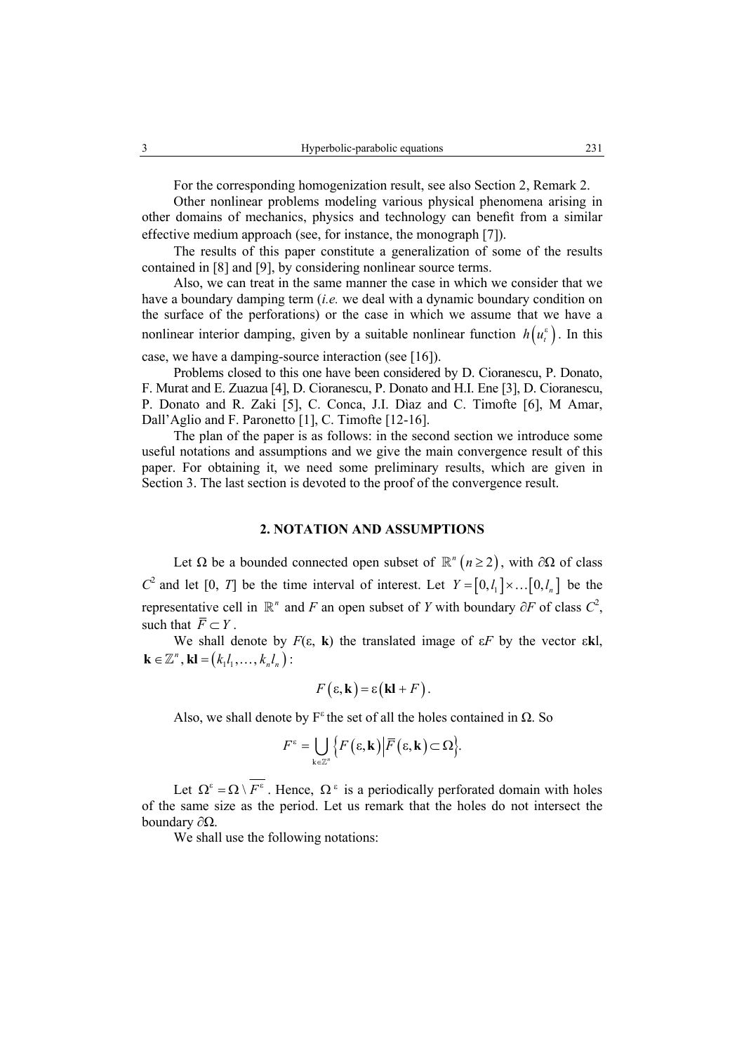For the corresponding homogenization result, see also Section 2, Remark 2.

Other nonlinear problems modeling various physical phenomena arising in other domains of mechanics, physics and technology can benefit from a similar effective medium approach (see, for instance, the monograph [7]).

The results of this paper constitute a generalization of some of the results contained in [8] and [9], by considering nonlinear source terms.

Also, we can treat in the same manner the case in which we consider that we have a boundary damping term (*i.e.* we deal with a dynamic boundary condition on the surface of the perforations) or the case in which we assume that we have a nonlinear interior damping, given by a suitable nonlinear function $h\left(u_t^\varepsilon\right)$. In this case, we have a damping-source interaction (see [16]).

Problems closed to this one have been considered by D. Cioranescu, P. Donato, F. Murat and E. Zuazua [4], D. Cioranescu, P. Donato and H.I. Ene [3], D. Cioranescu, P. Donato and R. Zaki [5], C. Conca, J.I. Dìaz and C. Timofte [6], M Amar, Dall'Aglio and F. Paronetto [1], C. Timofte [12-16].

The plan of the paper is as follows: in the second section we introduce some useful notations and assumptions and we give the main convergence result of this paper. For obtaining it, we need some preliminary results, which are given in Section 3. The last section is devoted to the proof of the convergence result.

## 2. NOTATION AND ASSUMPTIONS

Let $\Omega$ be a bounded connected open subset of $\mathbb{R}^n \left(n \geq 2\right)$, with $\partial\Omega$ of class $C^2$ and let $[0, T]$ be the time interval of interest. Let $Y = \left[0, l_1\right[ \times \ldots \left[0, l_n\right[$ be the representative cell in $\mathbb{R}^n$ and $F$ an open subset of $Y$ with boundary $\partial F$ of class $C^2$, such that $\overline{F} \subset Y$.

We shall denote by $F(\varepsilon, \mathbf{k})$ the translated image of $\varepsilon F$ by the vector $\varepsilon\mathbf{k}$l, $\mathbf{k} \in \mathbb{Z}^n, \mathbf{kl} = \left(k_1 l_1, \ldots, k_n l_n\right)$:

$$F\left(\varepsilon, \mathbf{k}\right) = \varepsilon\left(\mathbf{kl} + F\right).$$

Also, we shall denote by $F^\varepsilon$ the set of all the holes contained in $\Omega$. So

$$F^\varepsilon = \bigcup_{\mathbf{k} \in \mathbb{Z}^n} \left\{ F\left(\varepsilon, \mathbf{k}\right) \middle| \overline{F}\left(\varepsilon, \mathbf{k}\right) \subset \Omega \right\}.$$

Let $\Omega^\varepsilon = \Omega \setminus \overline{F^\varepsilon}$. Hence, $\Omega^\varepsilon$ is a periodically perforated domain with holes of the same size as the period. Let us remark that the holes do not intersect the boundary $\partial\Omega$.

We shall use the following notations: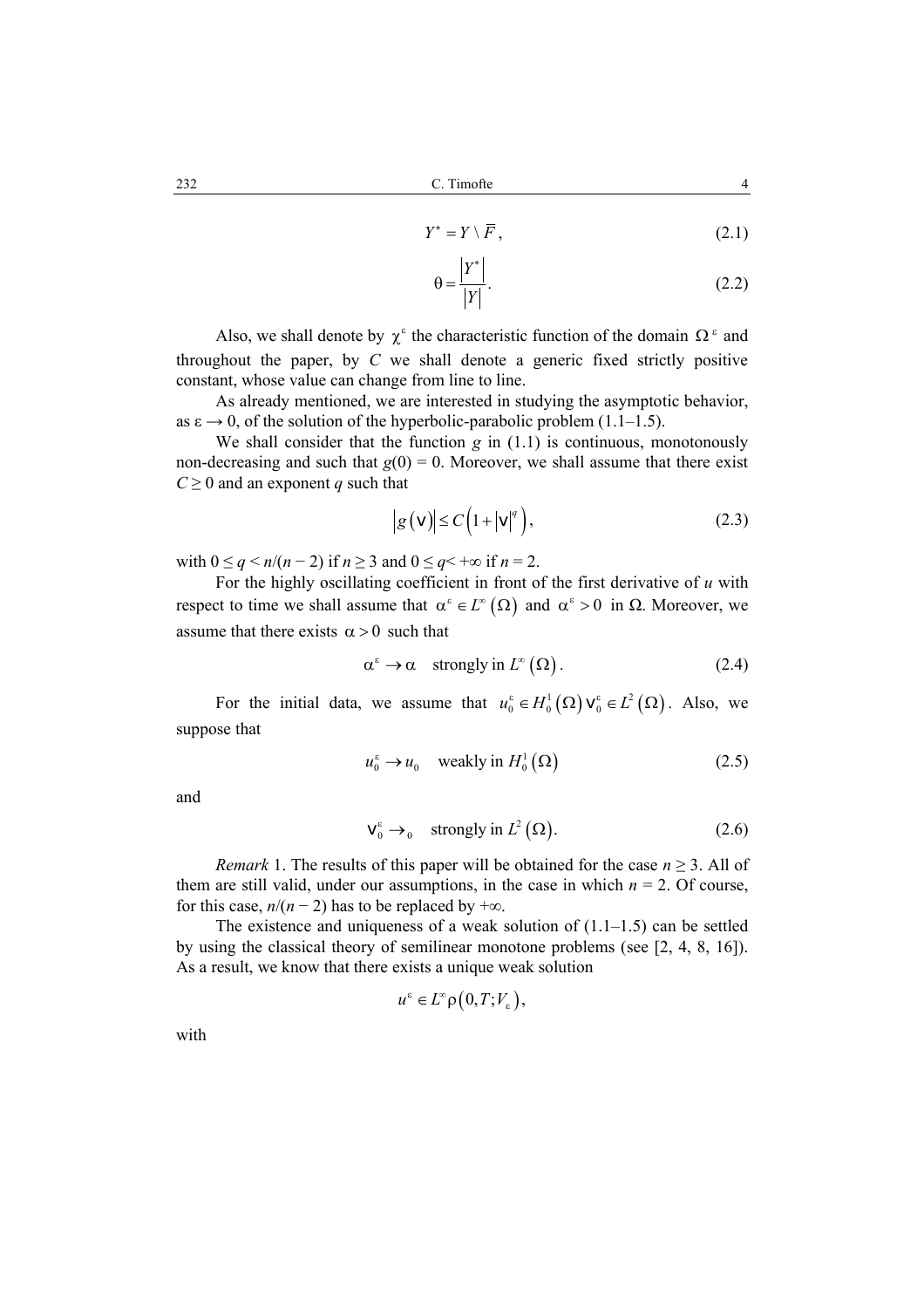$$Y^* = Y \setminus \overline{F}, \tag{2.1}$$

$$\theta = \frac{|Y^*|}{|Y|}. \tag{2.2}$$

Also, we shall denote by $\chi^\varepsilon$ the characteristic function of the domain $\Omega^\varepsilon$ and throughout the paper, by $C$ we shall denote a generic fixed strictly positive constant, whose value can change from line to line.

As already mentioned, we are interested in studying the asymptotic behavior, as $\varepsilon \to 0$, of the solution of the hyperbolic-parabolic problem (1.1–1.5).

We shall consider that the function $g$ in (1.1) is continuous, monotonously non-decreasing and such that $g(0) = 0$. Moreover, we shall assume that there exist $C \geq 0$ and an exponent $q$ such that

$$\left| g(v) \right| \leq C\left(1 + |v|^q\right), \tag{2.3}$$

with $0 \leq q < n/(n - 2)$ if $n \geq 3$ and $0 \leq q < +\infty$ if $n = 2$.

For the highly oscillating coefficient in front of the first derivative of $u$ with respect to time we shall assume that $\alpha^\varepsilon \in L^\infty(\Omega)$ and $\alpha^\varepsilon > 0$ in $\Omega$. Moreover, we assume that there exists $\alpha > 0$ such that

$$\alpha^\varepsilon \to \alpha \quad \text{strongly in } L^\infty(\Omega). \tag{2.4}$$

For the initial data, we assume that $u_0^\varepsilon \in H_0^1(\Omega)\, v_0^\varepsilon \in L^2(\Omega)$. Also, we suppose that

$$u_0^\varepsilon \to u_0 \quad \text{weakly in } H_0^1(\Omega) \tag{2.5}$$

and

$$v_0^\varepsilon \to {}_0 \quad \text{strongly in } L^2(\Omega). \tag{2.6}$$

*Remark* 1. The results of this paper will be obtained for the case $n \geq 3$. All of them are still valid, under our assumptions, in the case in which $n = 2$. Of course, for this case, $n/(n - 2)$ has to be replaced by $+\infty$.

The existence and uniqueness of a weak solution of (1.1–1.5) can be settled by using the classical theory of semilinear monotone problems (see [2, 4, 8, 16]). As a result, we know that there exists a unique weak solution

$$u^\varepsilon \in L^\infty \rho\left(0, T; V_\varepsilon\right),$$

with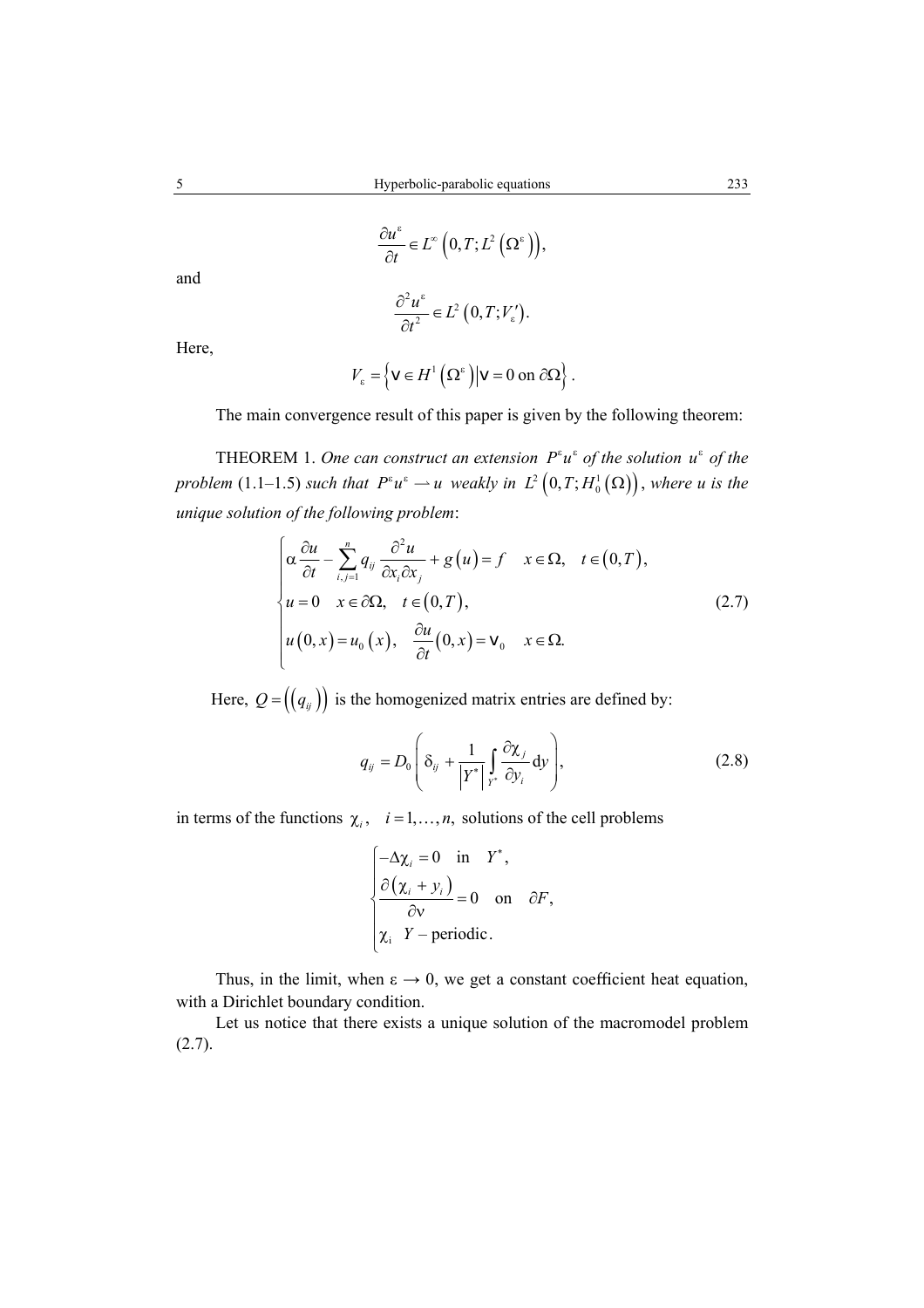$$\frac{\partial u^\varepsilon}{\partial t} \in L^\infty\left(0,T;L^2\left(\Omega^\varepsilon\right)\right),$$

and

$$\frac{\partial^2 u^\varepsilon}{\partial t^2} \in L^2\left(0,T;V_\varepsilon'\right).$$

Here,

$$V_\varepsilon = \left\{ v \in H^1\left(\Omega^\varepsilon\right) \middle| v = 0 \text{ on } \partial\Omega \right\}.$$

The main convergence result of this paper is given by the following theorem:

THEOREM 1. *One can construct an extension* $P^\varepsilon u^\varepsilon$ *of the solution* $u^\varepsilon$ *of the problem* (1.1–1.5) *such that* $P^\varepsilon u^\varepsilon \rightharpoonup u$ *weakly in* $L^2\left(0,T;H_0^1\left(\Omega\right)\right)$, *where u is the unique solution of the following problem*:

$$\begin{cases} \alpha \dfrac{\partial u}{\partial t} - \displaystyle\sum_{i,j=1}^{n} q_{ij} \dfrac{\partial^2 u}{\partial x_i \partial x_j} + g\left(u\right) = f & x \in \Omega, \quad t \in \left(0,T\right), \\ u = 0 \quad x \in \partial\Omega, \quad t \in \left(0,T\right), \\ u\left(0,x\right) = u_0\left(x\right), \quad \dfrac{\partial u}{\partial t}\left(0,x\right) = v_0 & x \in \Omega. \end{cases} \tag{2.7}$$

Here, $Q = \left(\left(q_{ij}\right)\right)$ is the homogenized matrix entries are defined by:

$$q_{ij} = D_0 \left( \delta_{ij} + \frac{1}{\left|Y^*\right|} \int_{Y^*} \frac{\partial \chi_j}{\partial y_i} \mathrm{d}y \right), \tag{2.8}$$

in terms of the functions $\chi_i, \quad i = 1, \ldots, n,$ solutions of the cell problems

$$\begin{cases} -\Delta \chi_i = 0 \quad \text{in} \quad Y^*, \\ \dfrac{\partial\left(\chi_i + y_i\right)}{\partial \nu} = 0 \quad \text{on} \quad \partial F, \\ \chi_i \quad Y - \text{periodic}. \end{cases}$$

Thus, in the limit, when $\varepsilon \to 0$, we get a constant coefficient heat equation, with a Dirichlet boundary condition.

Let us notice that there exists a unique solution of the macromodel problem (2.7).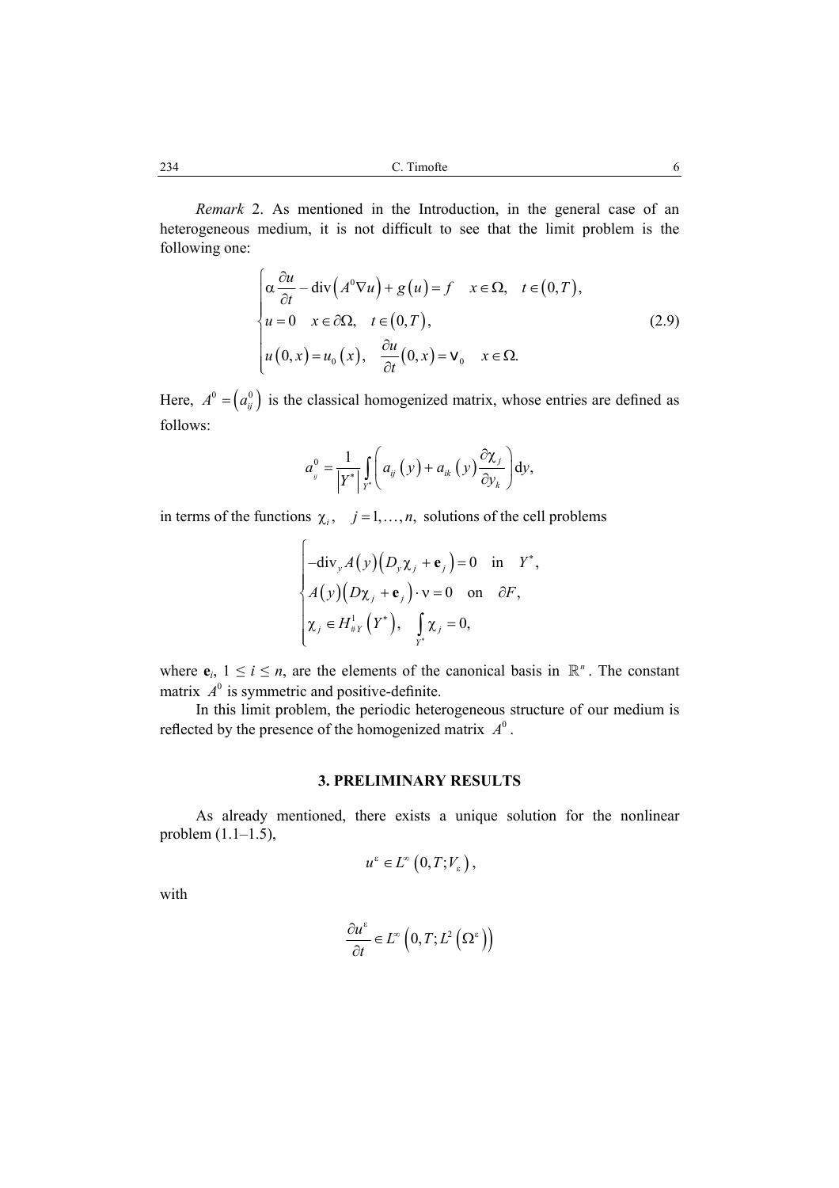*Remark* 2. As mentioned in the Introduction, in the general case of an heterogeneous medium, it is not difficult to see that the limit problem is the following one:

$$
\begin{cases}
\alpha \dfrac{\partial u}{\partial t} - \operatorname{div}\left(A^0 \nabla u\right) + g(u) = f & x \in \Omega, \quad t \in (0,T), \\
u = 0 \quad x \in \partial\Omega, \quad t \in (0,T), \\
u(0,x) = u_0(x), \quad \dfrac{\partial u}{\partial t}(0,x) = \mathrm{v}_0 \quad x \in \Omega.
\end{cases}
\tag{2.9}
$$

Here, $A^0 = \left(a_{ij}^0\right)$ is the classical homogenized matrix, whose entries are defined as follows:

$$
a_{ij}^0 = \frac{1}{\left|Y^*\right|} \int_{Y^*} \left( a_{ij}(y) + a_{ik}(y) \frac{\partial \chi_j}{\partial y_k} \right) \mathrm{d}y,
$$

in terms of the functions $\chi_i$, $j = 1, \ldots, n$, solutions of the cell problems

$$
\begin{cases}
-\operatorname{div}_y A(y)\left(D_y \chi_j + \mathbf{e}_j\right) = 0 \quad \text{in} \quad Y^*, \\
A(y)\left(D\chi_j + \mathbf{e}_j\right) \cdot \nu = 0 \quad \text{on} \quad \partial F, \\
\chi_j \in H^1_{\#Y}\left(Y^*\right), \quad \displaystyle\int_{Y^*} \chi_j = 0,
\end{cases}
$$

where $\mathbf{e}_i$, $1 \leq i \leq n$, are the elements of the canonical basis in $\mathbb{R}^n$. The constant matrix $A^0$ is symmetric and positive-definite.

In this limit problem, the periodic heterogeneous structure of our medium is reflected by the presence of the homogenized matrix $A^0$.

## 3. PRELIMINARY RESULTS

As already mentioned, there exists a unique solution for the nonlinear problem (1.1–1.5),

$$
u^\varepsilon \in L^\infty\left(0,T;V_\varepsilon\right),
$$

with

$$
\frac{\partial u^\varepsilon}{\partial t} \in L^\infty\left(0,T;L^2\left(\Omega^\varepsilon\right)\right)
$$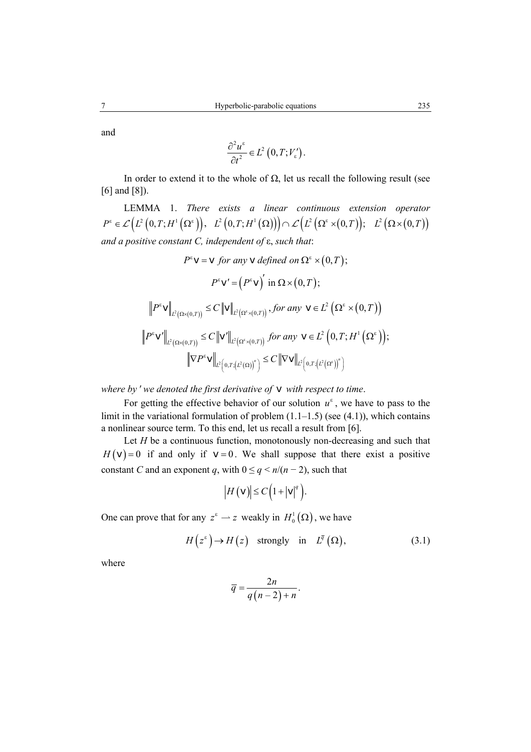and

$$\frac{\partial^2 u^\varepsilon}{\partial t^2} \in L^2\left(0,T;V_\varepsilon'\right).$$

In order to extend it to the whole of Ω, let us recall the following result (see [6] and [8]).

LEMMA 1. *There exists a linear continuous extension operator* $P^\varepsilon \in \mathcal{L}\left(L^2\left(0,T;H^1\left(\Omega^\varepsilon\right)\right),\ L^2\left(0,T;H^1\left(\Omega\right)\right)\right) \cap \mathcal{L}\left(L^2\left(\Omega^\varepsilon \times (0,T)\right);\ L^2\left(\Omega\times(0,T)\right)\right)$ *and a positive constant C, independent of* ε, *such that*:

$$P^\varepsilon \mathrm{v} = \mathrm{v} \ \textit{for any } \mathrm{v} \textit{ defined on } \Omega^\varepsilon \times (0,T);$$

$$P^\varepsilon \mathrm{v}' = \left(P^\varepsilon \mathrm{v}\right)' \text{ in } \Omega\times(0,T);$$

$$\left\|P^\varepsilon \mathrm{v}\right\|_{L^2\left(\Omega\times(0,T)\right)} \le C\left\|\mathrm{v}\right\|_{L^2\left(\Omega^\varepsilon\times(0,T)\right)},\ \textit{for any } \mathrm{v}\in L^2\left(\Omega^\varepsilon\times(0,T)\right)$$

$$\left\|P^\varepsilon \mathrm{v}'\right\|_{L^2\left(\Omega\times(0,T)\right)} \le C\left\|\mathrm{v}'\right\|_{L^2\left(\Omega^\varepsilon\times(0,T)\right)}\ \textit{for any } \mathrm{v}\in L^2\left(0,T;H^1\left(\Omega^\varepsilon\right)\right);$$

$$\left\|\nabla P^\varepsilon \mathrm{v}\right\|_{L^2\left(0,T;\left(L^2(\Omega)\right)^n\right)} \le C\left\|\nabla \mathrm{v}\right\|_{L^2\left(0,T;\left(L^2\left(\Omega^\varepsilon\right)\right)^n\right)}$$

*where by ′ we denoted the first derivative of* $\mathrm{v}$ *with respect to time*.

For getting the effective behavior of our solution $u^\varepsilon$, we have to pass to the limit in the variational formulation of problem (1.1–1.5) (see (4.1)), which contains a nonlinear source term. To this end, let us recall a result from [6].

Let *H* be a continuous function, monotonously non-decreasing and such that $H(\mathrm{v}) = 0$ if and only if $\mathrm{v} = 0$. We shall suppose that there exist a positive constant *C* and an exponent *q*, with $0 \le q < n/(n-2)$, such that

$$\left|H(\mathrm{v})\right| \le C\left(1+\left|\mathrm{v}\right|^q\right).$$

One can prove that for any $z^\varepsilon \rightharpoonup z$ weakly in $H_0^1(\Omega)$, we have

$$H\left(z^\varepsilon\right) \to H(z) \quad \text{strongly} \quad \text{in} \quad L^{\overline{q}}(\Omega), \tag{3.1}$$

where

$$\overline{q} = \frac{2n}{q(n-2)+n}.$$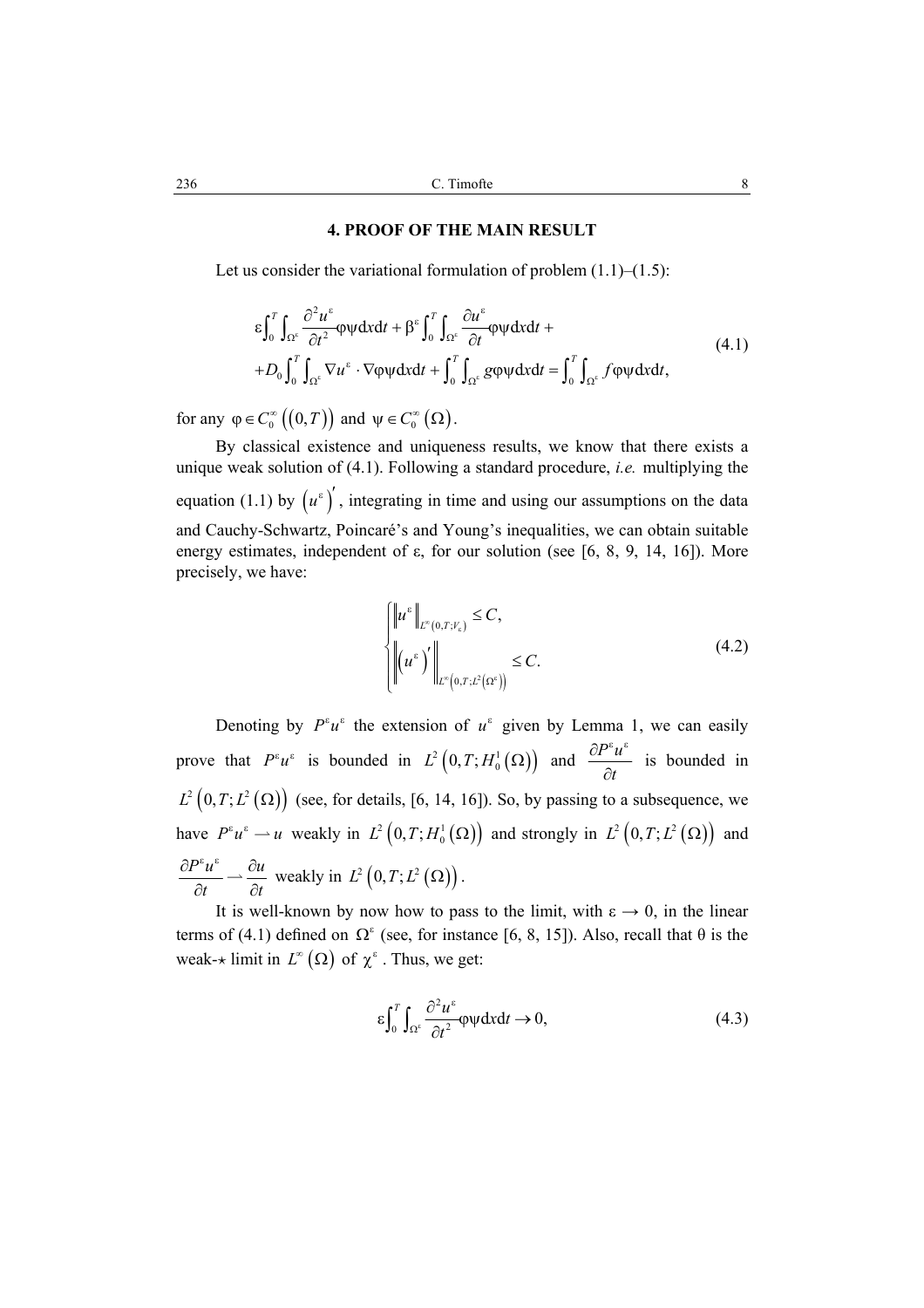## 4. PROOF OF THE MAIN RESULT

Let us consider the variational formulation of problem (1.1)–(1.5):

$$
\begin{aligned}
&\varepsilon\int_0^T\int_{\Omega^\varepsilon}\frac{\partial^2 u^\varepsilon}{\partial t^2}\varphi\psi\,\mathrm{d}x\mathrm{d}t+\beta^\varepsilon\int_0^T\int_{\Omega^\varepsilon}\frac{\partial u^\varepsilon}{\partial t}\varphi\psi\,\mathrm{d}x\mathrm{d}t+\\
&+D_0\int_0^T\int_{\Omega^\varepsilon}\nabla u^\varepsilon\cdot\nabla\varphi\psi\,\mathrm{d}x\mathrm{d}t+\int_0^T\int_{\Omega^\varepsilon}g\varphi\psi\,\mathrm{d}x\mathrm{d}t=\int_0^T\int_{\Omega^\varepsilon}f\varphi\psi\,\mathrm{d}x\mathrm{d}t,
\end{aligned}
\tag{4.1}
$$

for any $\varphi\in C_0^\infty\big((0,T)\big)$ and $\psi\in C_0^\infty(\Omega)$.

By classical existence and uniqueness results, we know that there exists a unique weak solution of (4.1). Following a standard procedure, *i.e.* multiplying the equation (1.1) by $\left(u^\varepsilon\right)'$, integrating in time and using our assumptions on the data and Cauchy-Schwartz, Poincaré's and Young's inequalities, we can obtain suitable energy estimates, independent of ε, for our solution (see [6, 8, 9, 14, 16]). More precisely, we have:

$$
\begin{cases}
\left\|u^\varepsilon\right\|_{L^\infty(0,T;V_\varepsilon)}\le C,\\
\left\|\left(u^\varepsilon\right)'\right\|_{L^\infty\left(0,T;L^2\left(\Omega^\varepsilon\right)\right)}\le C.
\end{cases}
\tag{4.2}
$$

Denoting by $P^\varepsilon u^\varepsilon$ the extension of $u^\varepsilon$ given by Lemma 1, we can easily prove that $P^\varepsilon u^\varepsilon$ is bounded in $L^2\left(0,T;H_0^1(\Omega)\right)$ and $\dfrac{\partial P^\varepsilon u^\varepsilon}{\partial t}$ is bounded in $L^2\left(0,T;L^2(\Omega)\right)$ (see, for details, [6, 14, 16]). So, by passing to a subsequence, we have $P^\varepsilon u^\varepsilon\rightharpoonup u$ weakly in $L^2\left(0,T;H_0^1(\Omega)\right)$ and strongly in $L^2\left(0,T;L^2(\Omega)\right)$ and $\dfrac{\partial P^\varepsilon u^\varepsilon}{\partial t}\rightharpoonup\dfrac{\partial u}{\partial t}$ weakly in $L^2\left(0,T;L^2(\Omega)\right)$.

It is well-known by now how to pass to the limit, with ε → 0, in the linear terms of (4.1) defined on $\Omega^\varepsilon$ (see, for instance [6, 8, 15]). Also, recall that θ is the weak-⋆ limit in $L^\infty(\Omega)$ of $\chi^\varepsilon$. Thus, we get:

$$
\varepsilon\int_0^T\int_{\Omega^\varepsilon}\frac{\partial^2 u^\varepsilon}{\partial t^2}\varphi\psi\,\mathrm{d}x\mathrm{d}t\to 0,
\tag{4.3}
$$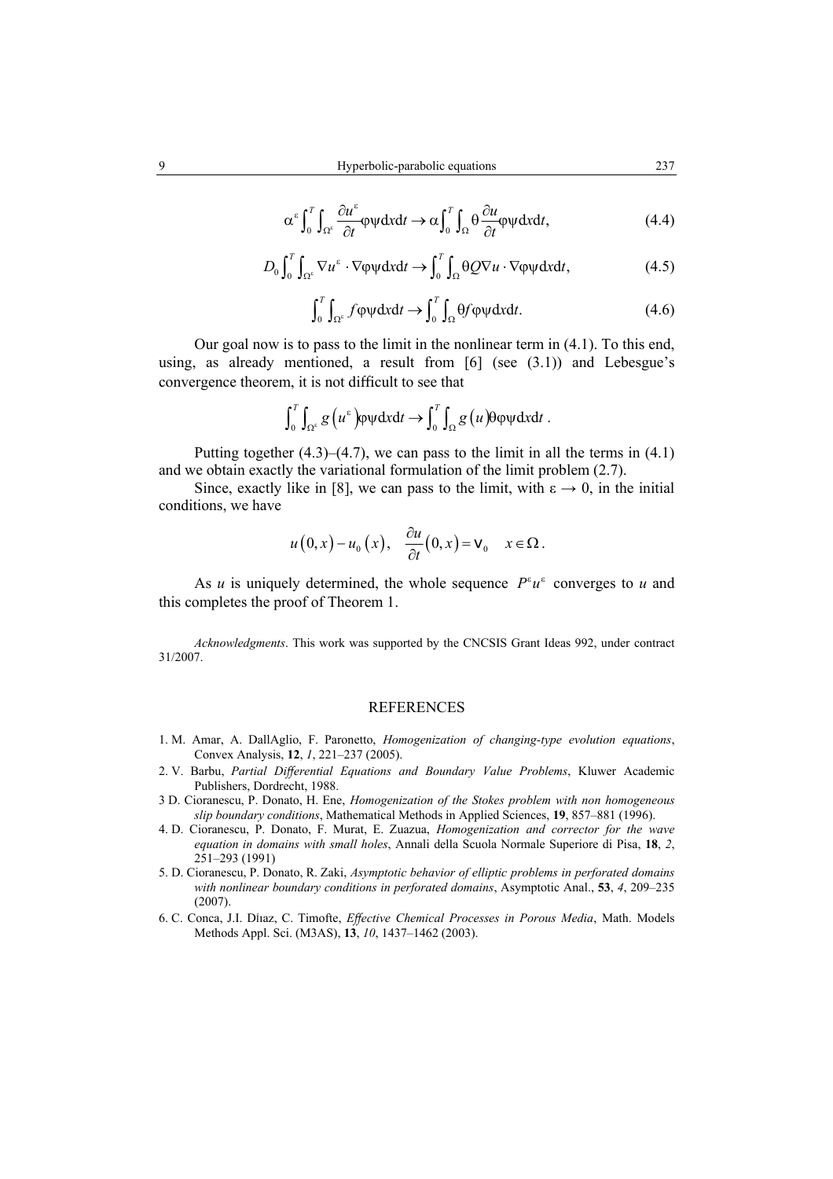$$\alpha^{\varepsilon} \int_0^T \int_{\Omega^{\varepsilon}} \frac{\partial u^{\varepsilon}}{\partial t} \varphi\psi \mathrm{d}x\mathrm{d}t \to \alpha \int_0^T \int_{\Omega} \theta \frac{\partial u}{\partial t} \varphi\psi \mathrm{d}x\mathrm{d}t, \tag{4.4}$$

$$D_0 \int_0^T \int_{\Omega^{\varepsilon}} \nabla u^{\varepsilon} \cdot \nabla\varphi\psi \mathrm{d}x\mathrm{d}t \to \int_0^T \int_{\Omega} \theta Q \nabla u \cdot \nabla\varphi\psi \mathrm{d}x\mathrm{d}t, \tag{4.5}$$

$$\int_0^T \int_{\Omega^{\varepsilon}} f \varphi\psi \mathrm{d}x\mathrm{d}t \to \int_0^T \int_{\Omega} \theta f \varphi\psi \mathrm{d}x\mathrm{d}t. \tag{4.6}$$

Our goal now is to pass to the limit in the nonlinear term in (4.1). To this end, using, as already mentioned, a result from [6] (see (3.1)) and Lebesgue's convergence theorem, it is not difficult to see that

$$\int_0^T \int_{\Omega^{\varepsilon}} g\left(u^{\varepsilon}\right) \varphi\psi \mathrm{d}x\mathrm{d}t \to \int_0^T \int_{\Omega} g\left(u\right) \theta\varphi\psi \mathrm{d}x\mathrm{d}t\,.$$

Putting together (4.3)–(4.7), we can pass to the limit in all the terms in (4.1) and we obtain exactly the variational formulation of the limit problem (2.7).

Since, exactly like in [8], we can pass to the limit, with $\varepsilon \to 0$, in the initial conditions, we have

$$u\left(0,x\right) - u_0\left(x\right), \quad \frac{\partial u}{\partial t}\left(0,x\right) = v_0 \quad x \in \Omega\,.$$

As $u$ is uniquely determined, the whole sequence $P^{\varepsilon}u^{\varepsilon}$ converges to $u$ and this completes the proof of Theorem 1.

*Acknowledgments*. This work was supported by the CNCSIS Grant Ideas 992, under contract 31/2007.

## REFERENCES

1. M. Amar, A. DallAglio, F. Paronetto, *Homogenization of changing-type evolution equations*, Convex Analysis, **12**, *1*, 221–237 (2005).
2. V. Barbu, *Partial Differential Equations and Boundary Value Problems*, Kluwer Academic Publishers, Dordrecht, 1988.
3 D. Cioranescu, P. Donato, H. Ene, *Homogenization of the Stokes problem with non homogeneous slip boundary conditions*, Mathematical Methods in Applied Sciences, **19**, 857–881 (1996).
4. D. Cioranescu, P. Donato, F. Murat, E. Zuazua, *Homogenization and corrector for the wave equation in domains with small holes*, Annali della Scuola Normale Superiore di Pisa, **18**, *2*, 251–293 (1991)
5. D. Cioranescu, P. Donato, R. Zaki, *Asymptotic behavior of elliptic problems in perforated domains with nonlinear boundary conditions in perforated domains*, Asymptotic Anal., **53**, *4*, 209–235 (2007).
6. C. Conca, J.I. Dίaz, C. Timofte, *Effective Chemical Processes in Porous Media*, Math. Models Methods Appl. Sci. (M3AS), **13**, *10*, 1437–1462 (2003).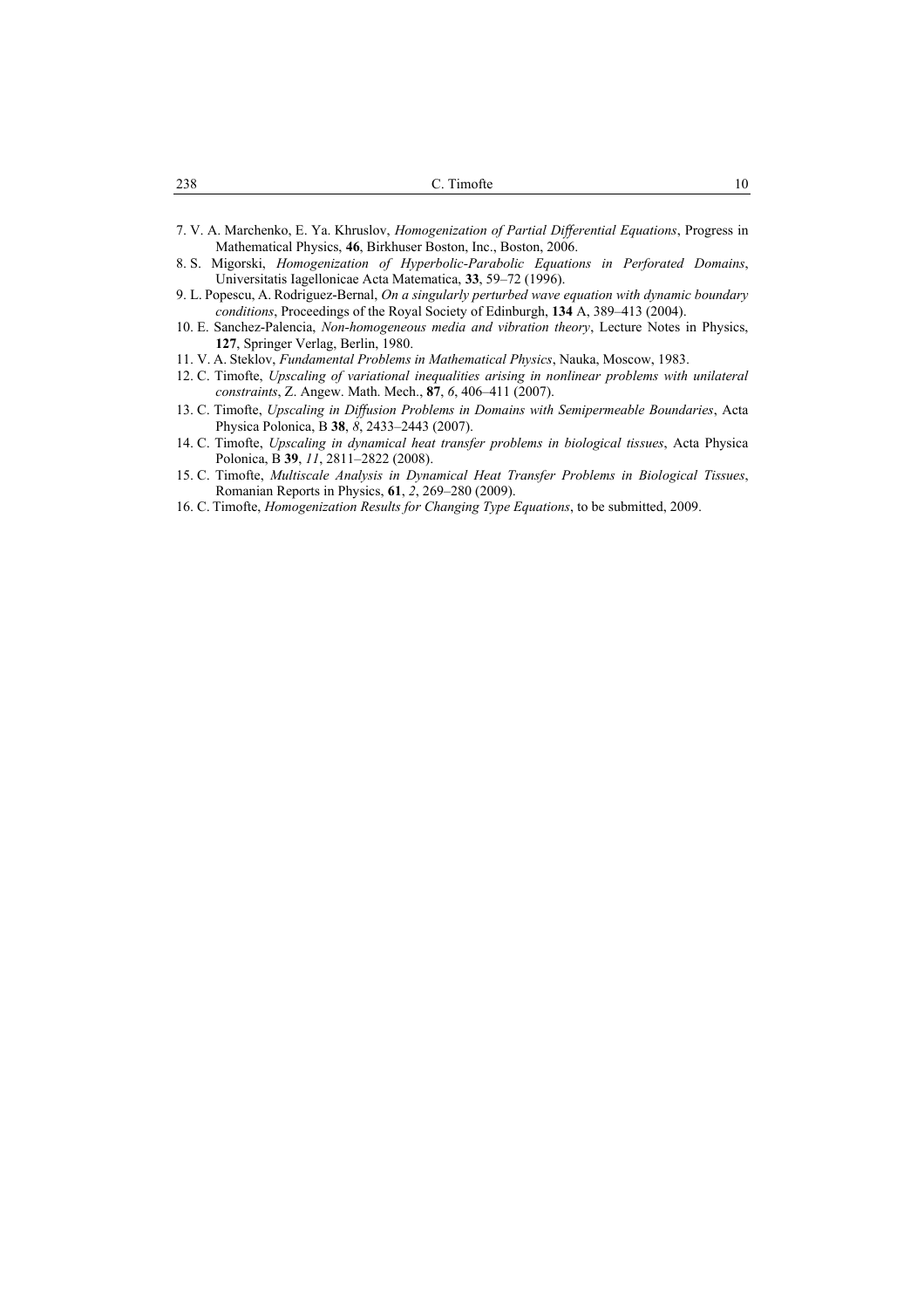7. V. A. Marchenko, E. Ya. Khruslov, *Homogenization of Partial Differential Equations*, Progress in Mathematical Physics, **46**, Birkhuser Boston, Inc., Boston, 2006.
8. S. Migorski, *Homogenization of Hyperbolic-Parabolic Equations in Perforated Domains*, Universitatis Iagellonicae Acta Matematica, **33**, 59–72 (1996).
9. L. Popescu, A. Rodriguez-Bernal, *On a singularly perturbed wave equation with dynamic boundary conditions*, Proceedings of the Royal Society of Edinburgh, **134** A, 389–413 (2004).
10. E. Sanchez-Palencia, *Non-homogeneous media and vibration theory*, Lecture Notes in Physics, **127**, Springer Verlag, Berlin, 1980.
11. V. A. Steklov, *Fundamental Problems in Mathematical Physics*, Nauka, Moscow, 1983.
12. C. Timofte, *Upscaling of variational inequalities arising in nonlinear problems with unilateral constraints*, Z. Angew. Math. Mech., **87**, *6*, 406–411 (2007).
13. C. Timofte, *Upscaling in Diffusion Problems in Domains with Semipermeable Boundaries*, Acta Physica Polonica, B **38**, *8*, 2433–2443 (2007).
14. C. Timofte, *Upscaling in dynamical heat transfer problems in biological tissues*, Acta Physica Polonica, B **39**, *11*, 2811–2822 (2008).
15. C. Timofte, *Multiscale Analysis in Dynamical Heat Transfer Problems in Biological Tissues*, Romanian Reports in Physics, **61**, *2*, 269–280 (2009).
16. C. Timofte, *Homogenization Results for Changing Type Equations*, to be submitted, 2009.